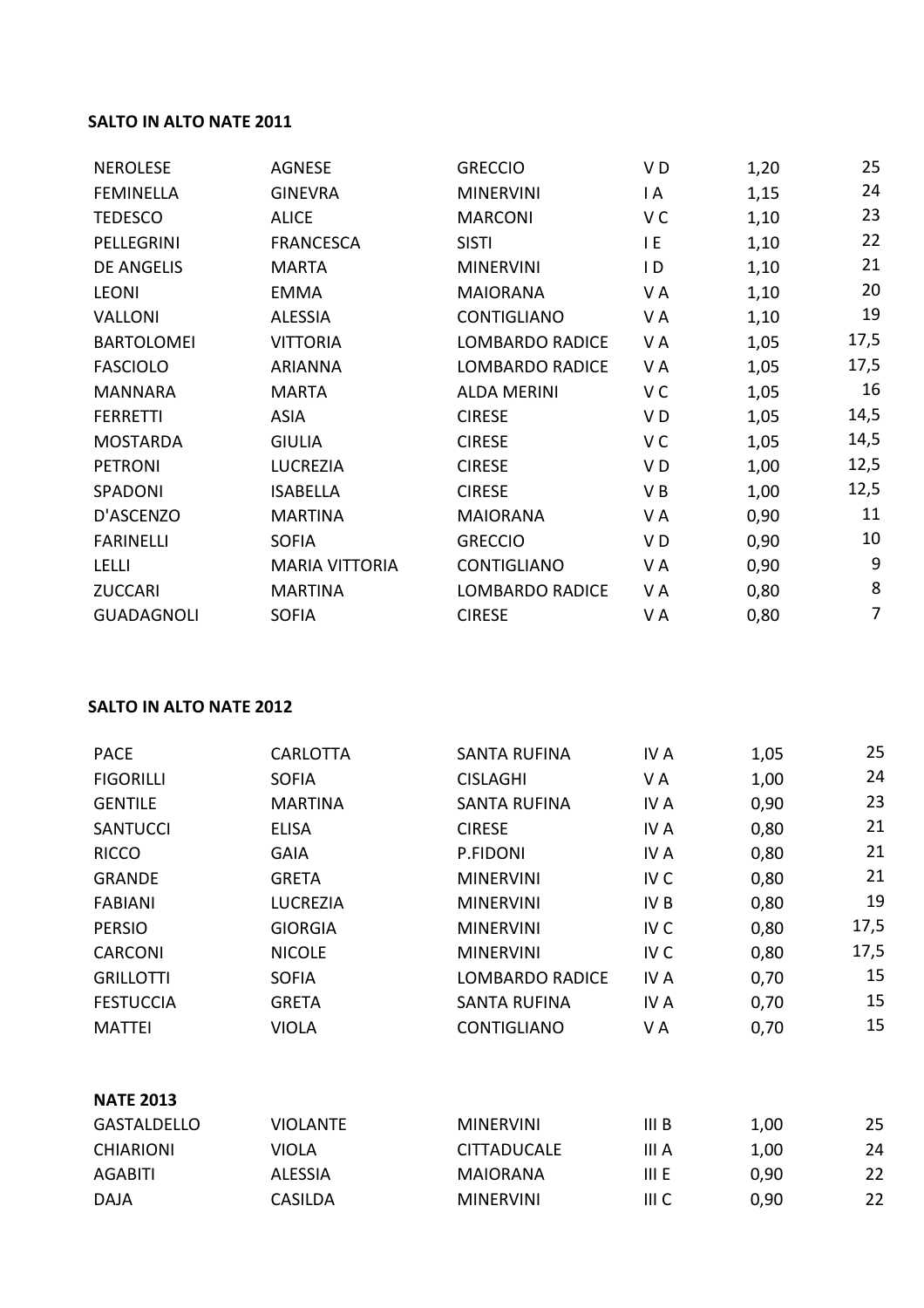**SALTO IN ALTO NATE 2011**

| | | | | | |
|---|---|---|---|---|---|
| NEROLESE | AGNESE | GRECCIO | V D | 1,20 | 25 |
| FEMINELLA | GINEVRA | MINERVINI | I A | 1,15 | 24 |
| TEDESCO | ALICE | MARCONI | V C | 1,10 | 23 |
| PELLEGRINI | FRANCESCA | SISTI | I E | 1,10 | 22 |
| DE ANGELIS | MARTA | MINERVINI | I D | 1,10 | 21 |
| LEONI | EMMA | MAIORANA | V A | 1,10 | 20 |
| VALLONI | ALESSIA | CONTIGLIANO | V A | 1,10 | 19 |
| BARTOLOMEI | VITTORIA | LOMBARDO RADICE | V A | 1,05 | 17,5 |
| FASCIOLO | ARIANNA | LOMBARDO RADICE | V A | 1,05 | 17,5 |
| MANNARA | MARTA | ALDA MERINI | V C | 1,05 | 16 |
| FERRETTI | ASIA | CIRESE | V D | 1,05 | 14,5 |
| MOSTARDA | GIULIA | CIRESE | V C | 1,05 | 14,5 |
| PETRONI | LUCREZIA | CIRESE | V D | 1,00 | 12,5 |
| SPADONI | ISABELLA | CIRESE | V B | 1,00 | 12,5 |
| D'ASCENZO | MARTINA | MAIORANA | V A | 0,90 | 11 |
| FARINELLI | SOFIA | GRECCIO | V D | 0,90 | 10 |
| LELLI | MARIA VITTORIA | CONTIGLIANO | V A | 0,90 | 9 |
| ZUCCARI | MARTINA | LOMBARDO RADICE | V A | 0,80 | 8 |
| GUADAGNOLI | SOFIA | CIRESE | V A | 0,80 | 7 |

**SALTO IN ALTO NATE 2012**

| | | | | | |
|---|---|---|---|---|---|
| PACE | CARLOTTA | SANTA RUFINA | IV A | 1,05 | 25 |
| FIGORILLI | SOFIA | CISLAGHI | V A | 1,00 | 24 |
| GENTILE | MARTINA | SANTA RUFINA | IV A | 0,90 | 23 |
| SANTUCCI | ELISA | CIRESE | IV A | 0,80 | 21 |
| RICCO | GAIA | P.FIDONI | IV A | 0,80 | 21 |
| GRANDE | GRETA | MINERVINI | IV C | 0,80 | 21 |
| FABIANI | LUCREZIA | MINERVINI | IV B | 0,80 | 19 |
| PERSIO | GIORGIA | MINERVINI | IV C | 0,80 | 17,5 |
| CARCONI | NICOLE | MINERVINI | IV C | 0,80 | 17,5 |
| GRILLOTTI | SOFIA | LOMBARDO RADICE | IV A | 0,70 | 15 |
| FESTUCCIA | GRETA | SANTA RUFINA | IV A | 0,70 | 15 |
| MATTEI | VIOLA | CONTIGLIANO | V A | 0,70 | 15 |

**NATE 2013**

| | | | | | |
|---|---|---|---|---|---|
| GASTALDELLO | VIOLANTE | MINERVINI | III B | 1,00 | 25 |
| CHIARIONI | VIOLA | CITTADUCALE | III A | 1,00 | 24 |
| AGABITI | ALESSIA | MAIORANA | III E | 0,90 | 22 |
| DAJA | CASILDA | MINERVINI | III C | 0,90 | 22 |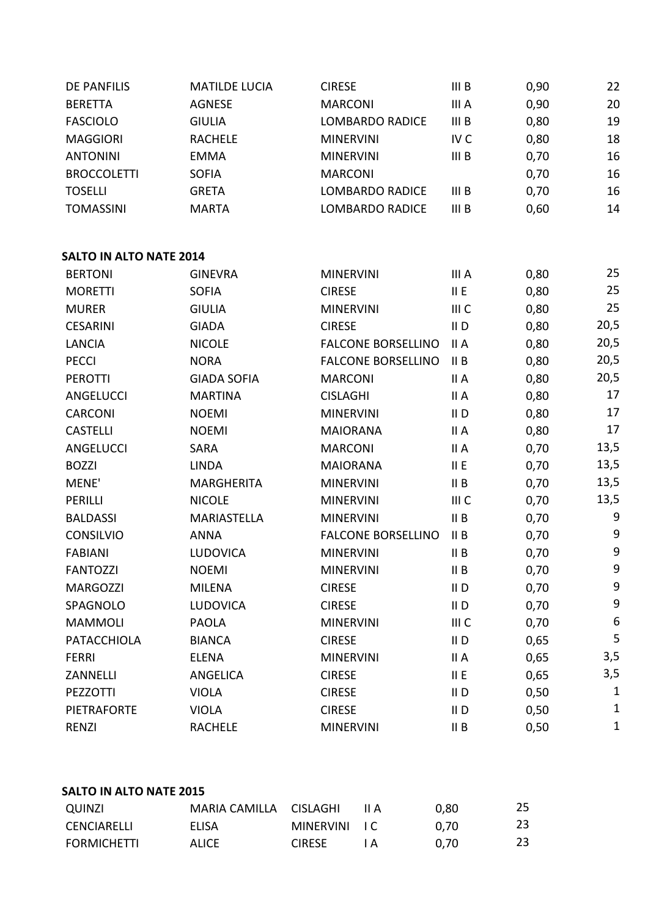| | | | | | |
|---|---|---|---|---|---|
| DE PANFILIS | MATILDE LUCIA | CIRESE | III B | 0,90 | 22 |
| BERETTA | AGNESE | MARCONI | III A | 0,90 | 20 |
| FASCIOLO | GIULIA | LOMBARDO RADICE | III B | 0,80 | 19 |
| MAGGIORI | RACHELE | MINERVINI | IV C | 0,80 | 18 |
| ANTONINI | EMMA | MINERVINI | III B | 0,70 | 16 |
| BROCCOLETTI | SOFIA | MARCONI | | 0,70 | 16 |
| TOSELLI | GRETA | LOMBARDO RADICE | III B | 0,70 | 16 |
| TOMASSINI | MARTA | LOMBARDO RADICE | III B | 0,60 | 14 |

**SALTO IN ALTO NATE 2014**

| | | | | | |
|---|---|---|---|---|---|
| BERTONI | GINEVRA | MINERVINI | III A | 0,80 | 25 |
| MORETTI | SOFIA | CIRESE | II E | 0,80 | 25 |
| MURER | GIULIA | MINERVINI | III C | 0,80 | 25 |
| CESARINI | GIADA | CIRESE | II D | 0,80 | 20,5 |
| LANCIA | NICOLE | FALCONE BORSELLINO | II A | 0,80 | 20,5 |
| PECCI | NORA | FALCONE BORSELLINO | II B | 0,80 | 20,5 |
| PEROTTI | GIADA SOFIA | MARCONI | II A | 0,80 | 20,5 |
| ANGELUCCI | MARTINA | CISLAGHI | II A | 0,80 | 17 |
| CARCONI | NOEMI | MINERVINI | II D | 0,80 | 17 |
| CASTELLI | NOEMI | MAIORANA | II A | 0,80 | 17 |
| ANGELUCCI | SARA | MARCONI | II A | 0,70 | 13,5 |
| BOZZI | LINDA | MAIORANA | II E | 0,70 | 13,5 |
| MENE' | MARGHERITA | MINERVINI | II B | 0,70 | 13,5 |
| PERILLI | NICOLE | MINERVINI | III C | 0,70 | 13,5 |
| BALDASSI | MARIASTELLA | MINERVINI | II B | 0,70 | 9 |
| CONSILVIO | ANNA | FALCONE BORSELLINO | II B | 0,70 | 9 |
| FABIANI | LUDOVICA | MINERVINI | II B | 0,70 | 9 |
| FANTOZZI | NOEMI | MINERVINI | II B | 0,70 | 9 |
| MARGOZZI | MILENA | CIRESE | II D | 0,70 | 9 |
| SPAGNOLO | LUDOVICA | CIRESE | II D | 0,70 | 9 |
| MAMMOLI | PAOLA | MINERVINI | III C | 0,70 | 6 |
| PATACCHIOLA | BIANCA | CIRESE | II D | 0,65 | 5 |
| FERRI | ELENA | MINERVINI | II A | 0,65 | 3,5 |
| ZANNELLI | ANGELICA | CIRESE | II E | 0,65 | 3,5 |
| PEZZOTTI | VIOLA | CIRESE | II D | 0,50 | 1 |
| PIETRAFORTE | VIOLA | CIRESE | II D | 0,50 | 1 |
| RENZI | RACHELE | MINERVINI | II B | 0,50 | 1 |

**SALTO IN ALTO NATE 2015**

| | | | | | |
|---|---|---|---|---|---|
| QUINZI | MARIA CAMILLA | CISLAGHI | II A | 0,80 | 25 |
| CENCIARELLI | ELISA | MINERVINI | I C | 0,70 | 23 |
| FORMICHETTI | ALICE | CIRESE | I A | 0,70 | 23 |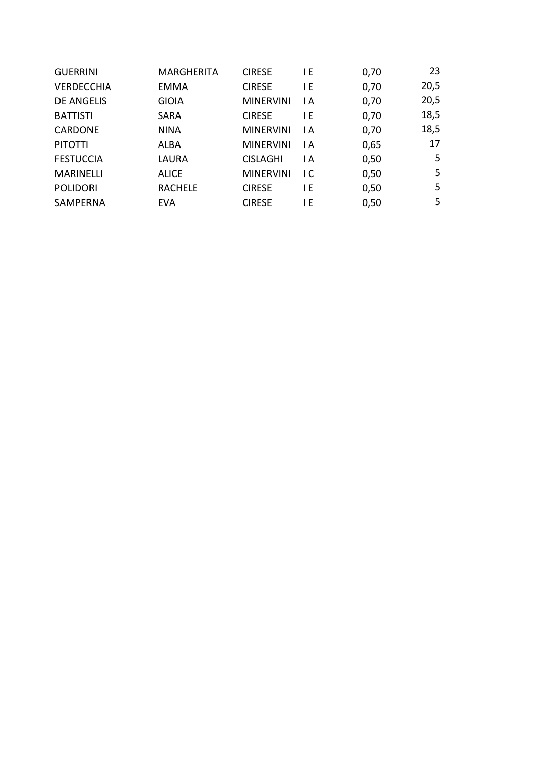| | | | | | |
|---|---|---|---|---|---|
| GUERRINI | MARGHERITA | CIRESE | I E | 0,70 | 23 |
| VERDECCHIA | EMMA | CIRESE | I E | 0,70 | 20,5 |
| DE ANGELIS | GIOIA | MINERVINI | I A | 0,70 | 20,5 |
| BATTISTI | SARA | CIRESE | I E | 0,70 | 18,5 |
| CARDONE | NINA | MINERVINI | I A | 0,70 | 18,5 |
| PITOTTI | ALBA | MINERVINI | I A | 0,65 | 17 |
| FESTUCCIA | LAURA | CISLAGHI | I A | 0,50 | 5 |
| MARINELLI | ALICE | MINERVINI | I C | 0,50 | 5 |
| POLIDORI | RACHELE | CIRESE | I E | 0,50 | 5 |
| SAMPERNA | EVA | CIRESE | I E | 0,50 | 5 |